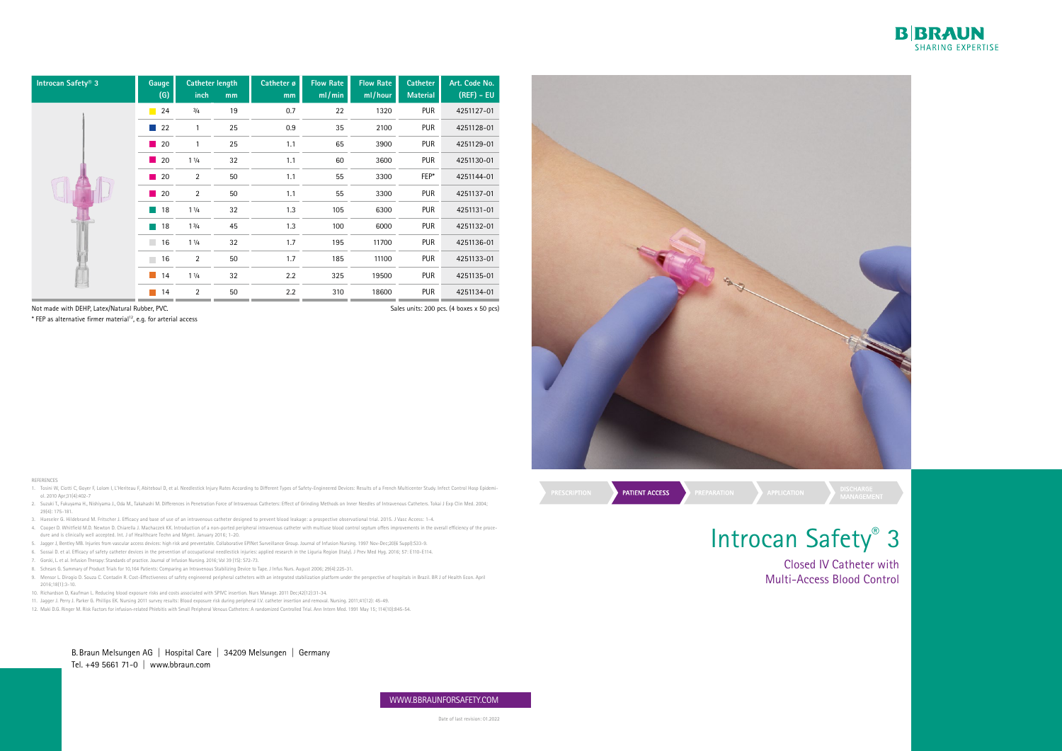| Introcan Safety® 3 | Gauge (G) | Catheter length inch | Catheter length mm | Catheter ø mm | Flow Rate ml/min | Flow Rate ml/hour | Catheter Material | Art. Code No. (REF) – EU |
|---|---|---|---|---|---|---|---|---|
| | 24 | ¾ | 19 | 0.7 | 22 | 1320 | PUR | 4251127-01 |
| | 22 | 1 | 25 | 0.9 | 35 | 2100 | PUR | 4251128-01 |
| | 20 | 1 | 25 | 1.1 | 65 | 3900 | PUR | 4251129-01 |
| | 20 | 1 ¼ | 32 | 1.1 | 60 | 3600 | PUR | 4251130-01 |
| | 20 | 2 | 50 | 1.1 | 55 | 3300 | FEP* | 4251144-01 |
| | 20 | 2 | 50 | 1.1 | 55 | 3300 | PUR | 4251137-01 |
| | 18 | 1 ¼ | 32 | 1.3 | 105 | 6300 | PUR | 4251131-01 |
| | 18 | 1 ¾ | 45 | 1.3 | 100 | 6000 | PUR | 4251132-01 |
| | 16 | 1 ¼ | 32 | 1.7 | 195 | 11700 | PUR | 4251136-01 |
| | 16 | 2 | 50 | 1.7 | 185 | 11100 | PUR | 4251133-01 |
| | 14 | 1 ¼ | 32 | 2.2 | 325 | 19500 | PUR | 4251135-01 |
| | 14 | 2 | 50 | 2.2 | 310 | 18600 | PUR | 4251134-01 |

Not made with DEHP, Latex/Natural Rubber, PVC.

Sales units: 200 pcs. (4 boxes x 50 pcs)

\* FEP as alternative firmer material[12], e.g. for arterial access

PRESCRIPTION | **PATIENT ACCESS** | PREPARATION | APPLICATION | DISCHARGE MANAGEMENT

# Introcan Safety® 3

## Closed IV Catheter with Multi-Access Blood Control

REFERENCES

1. Tosini W, Ciotti C, Goyer F, Lolom I, L'Heriteau F, Abiteboul D, et al. Needlestick Injury Rates According to Different Types of Safety-Engineered Devices: Results of a French Multicenter Study. Infect Control Hosp Epidemiol. 2010 Apr;31(4):402-7
2. Suzuki T., Fukuyama H., Nishiyama J., Oda M., Takahashi M. Differences in Penetration Force of Intravenous Catheters: Effect of Grinding Methods on Inner Needles of Intravenous Catheters. Tokai J Exp Clin Med. 2004; 29(4): 175-181.
3. Haeseler G. Hildebrand M. Fritscher J. Efficacy and base of use of an intravenous catheter designed to prevent blood leakage: a prospective observational trial. 2015. J Vasc Access: 1-4.
4. Cooper D. Whitfield M.D. Newton D. Chiarella J. Machaczek KK. Introduction of a non-ported peripheral intravenous catheter with multiuse blood control septum offers improvements in the overall efficiency of the procedure and is clinically well accepted. Int. J of Healthcare Techn and Mgmt. January 2016; 1-20.
5. Jagger J, Bentley MB. Injuries from vascular access devices: high risk and preventable. Collaborative EPINet Surveillance Group. Journal of Infusion Nursing. 1997 Nov-Dec;20(6 Suppl):S33-9.
6. Sossai D. et al. Efficacy of safety catheter devices in the prevention of occupational needlestick injuries: applied research in the Liguria Region (Italy). J Prev Med Hyg. 2016; 57: E110-E114.
7. Gorski, L et al. Infusion Therapy: Standards of practice. Journal of Infusion Nursing. 2016; Vol 39 (1S): S72-73.
8. Schears G. Summary of Product Trials for 10,164 Patients: Comparing an Intravenous Stabilizing Device to Tape. J Infus Nurs. August 2006; 29(4):225-31.
9. Mensor L. Dirogio D. Souza C. Contadin R. Cost-Effectiveness of safety engineered peripheral catheters with an integrated stabilization platform under the perspective of hospitals in Brazil. BR J of Health Econ. April 2016;18(1):3-10.
10. Richardson D, Kaufman L. Reducing blood exposure risks and costs associated with SPIVC insertion. Nurs Manage. 2011 Dec;42(12):31-34.
11. Jagger J. Perry J. Parker G. Phillips EK. Nursing 2011 survey results: Blood exposure risk during peripheral I.V. catheter insertion and removal. Nursing. 2011;41(12): 45-49.
12. Maki D.G. Ringer M. Risk Factors for infusion-related Phlebitis with Small Peripheral Venous Catheters: A randomized Controlled Trial. Ann Intern Med. 1991 May 15; 114(10):845-54.

B. Braun Melsungen AG | Hospital Care | 34209 Melsungen | Germany
Tel. +49 5661 71-0 | www.bbraun.com

WWW.BBRAUNFORSAFETY.COM

Date of last revision: 01.2022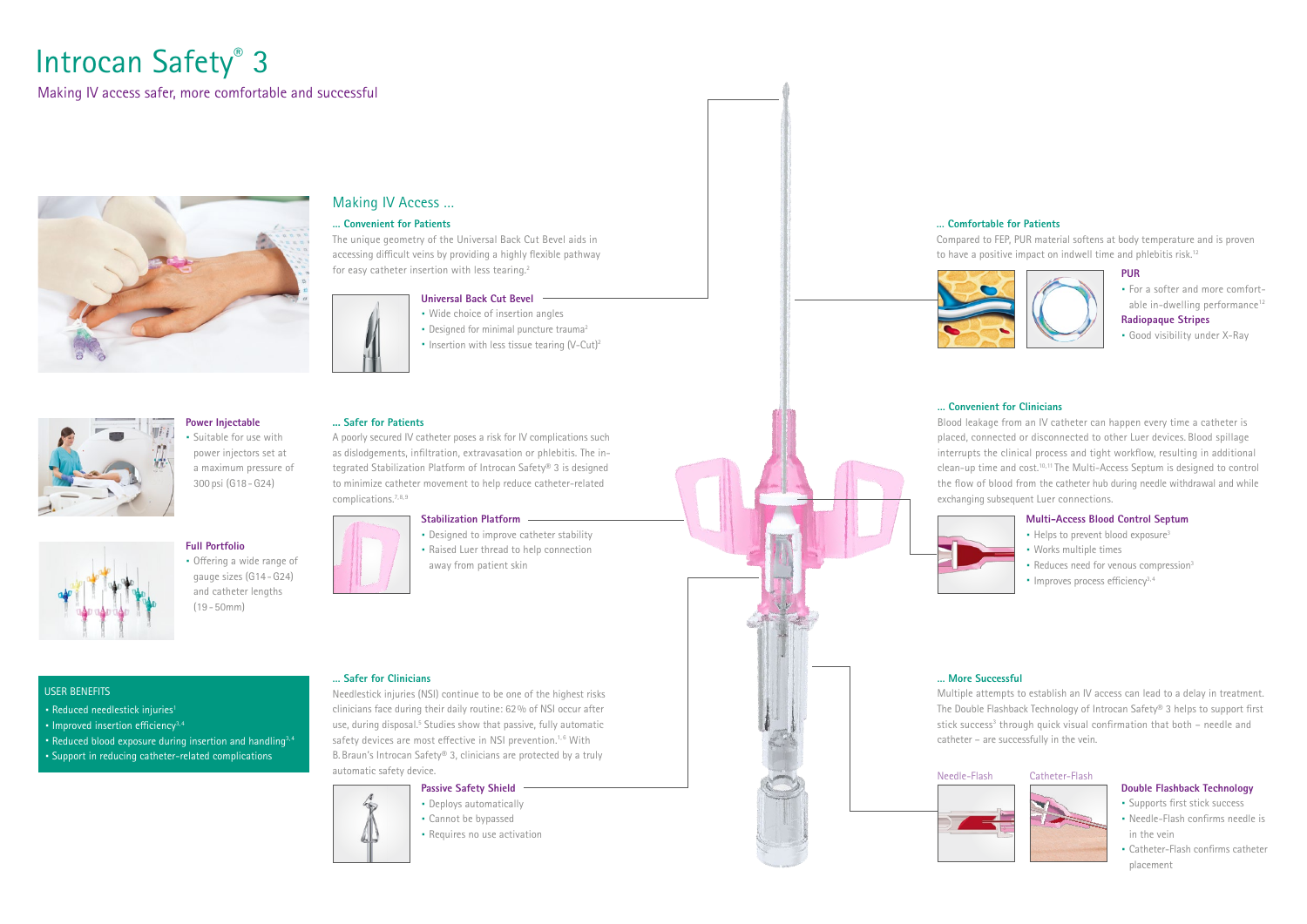# Introcan Safety® 3

Making IV access safer, more comfortable and successful

## Making IV Access …

### … Convenient for Patients

The unique geometry of the Universal Back Cut Bevel aids in accessing difficult veins by providing a highly flexible pathway for easy catheter insertion with less tearing.[2]

**Universal Back Cut Bevel**

- Wide choice of insertion angles
- Designed for minimal puncture trauma[2]
- Insertion with less tissue tearing (V-Cut)[2]

**Power Injectable**

- Suitable for use with power injectors set at a maximum pressure of 300 psi (G18 - G24)

**Full Portfolio**

- Offering a wide range of gauge sizes (G14 - G24) and catheter lengths (19 - 50mm)

### … Safer for Patients

A poorly secured IV catheter poses a risk for IV complications such as dislodgements, infiltration, extravasation or phlebitis. The integrated Stabilization Platform of Introcan Safety® 3 is designed to minimize catheter movement to help reduce catheter-related complications.[7,8,9]

**Stabilization Platform**

- Designed to improve catheter stability
- Raised Luer thread to help connection away from patient skin

**USER BENEFITS**

- Reduced needlestick injuries[1]
- Improved insertion efficiency[3,4]
- Reduced blood exposure during insertion and handling[3,4]
- Support in reducing catheter-related complications

### … Safer for Clinicians

Needlestick injuries (NSI) continue to be one of the highest risks clinicians face during their daily routine: 62 % of NSI occur after use, during disposal.[5] Studies show that passive, fully automatic safety devices are most effective in NSI prevention.[1,6] With B. Braun's Introcan Safety® 3, clinicians are protected by a truly automatic safety device.

**Passive Safety Shield**

- Deploys automatically
- Cannot be bypassed
- Requires no use activation

### … Comfortable for Patients

Compared to FEP, PUR material softens at body temperature and is proven to have a positive impact on indwell time and phlebitis risk.[12]

**PUR**

- For a softer and more comfortable in-dwelling performance[12]

**Radiopaque Stripes**

- Good visibility under X-Ray

### … Convenient for Clinicians

Blood leakage from an IV catheter can happen every time a catheter is placed, connected or disconnected to other Luer devices. Blood spillage interrupts the clinical process and tight workflow, resulting in additional clean-up time and cost.[10,11] The Multi-Access Septum is designed to control the flow of blood from the catheter hub during needle withdrawal and while exchanging subsequent Luer connections.

**Multi-Access Blood Control Septum**

- Helps to prevent blood exposure[3]
- Works multiple times
- Reduces need for venous compression[3]
- Improves process efficiency[3,4]

### … More Successful

Multiple attempts to establish an IV access can lead to a delay in treatment. The Double Flashback Technology of Introcan Safety® 3 helps to support first stick success[3] through quick visual confirmation that both – needle and catheter – are successfully in the vein.

Needle-Flash

Catheter-Flash

**Double Flashback Technology**

- Supports first stick success
- Needle-Flash confirms needle is in the vein
- Catheter-Flash confirms catheter placement